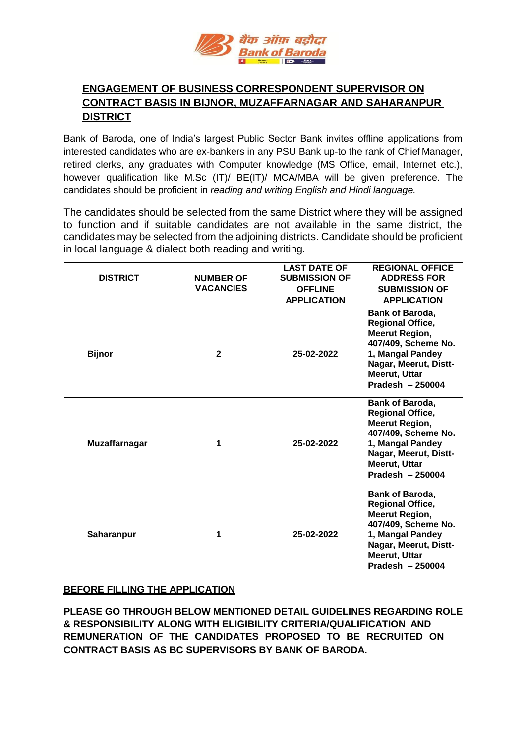## ENGAGEMENT OF BUSINESS CORRESPONDENT SUPERVISOR ON CONTRACT BASIS IN BIJNOR, MUZAFFARNAGAR AND SAHARANPUR DISTRICT

Bank of Baroda, one of India's largest Public Sector Bank invites offline applications from interested candidates who are ex-bankers in any PSU Bank up-to the rank of Chief Manager, retired clerks, any graduates with Computer knowledge (MS Office, email, Internet etc.), however qualification like M.Sc (IT)/ BE(IT)/ MCA/MBA will be given preference. The candidates should be proficient in *reading and writing English and Hindi language.*

The candidates should be selected from the same District where they will be assigned to function and if suitable candidates are not available in the same district, the candidates may be selected from the adjoining districts. Candidate should be proficient in local language & dialect both reading and writing.

| DISTRICT | NUMBER OF VACANCIES | LAST DATE OF SUBMISSION OF OFFLINE APPLICATION | REGIONAL OFFICE ADDRESS FOR SUBMISSION OF APPLICATION |
|---|---|---|---|
| **Bijnor** | **2** | **25-02-2022** | **Bank of Baroda, Regional Office, Meerut Region, 407/409, Scheme No. 1, Mangal Pandey Nagar, Meerut, Distt-Meerut, Uttar Pradesh – 250004** |
| **Muzaffarnagar** | **1** | **25-02-2022** | **Bank of Baroda, Regional Office, Meerut Region, 407/409, Scheme No. 1, Mangal Pandey Nagar, Meerut, Distt-Meerut, Uttar Pradesh – 250004** |
| **Saharanpur** | **1** | **25-02-2022** | **Bank of Baroda, Regional Office, Meerut Region, 407/409, Scheme No. 1, Mangal Pandey Nagar, Meerut, Distt-Meerut, Uttar Pradesh – 250004** |

### BEFORE FILLING THE APPLICATION

**PLEASE GO THROUGH BELOW MENTIONED DETAIL GUIDELINES REGARDING ROLE & RESPONSIBILITY ALONG WITH ELIGIBILITY CRITERIA/QUALIFICATION AND REMUNERATION OF THE CANDIDATES PROPOSED TO BE RECRUITED ON CONTRACT BASIS AS BC SUPERVISORS BY BANK OF BARODA.**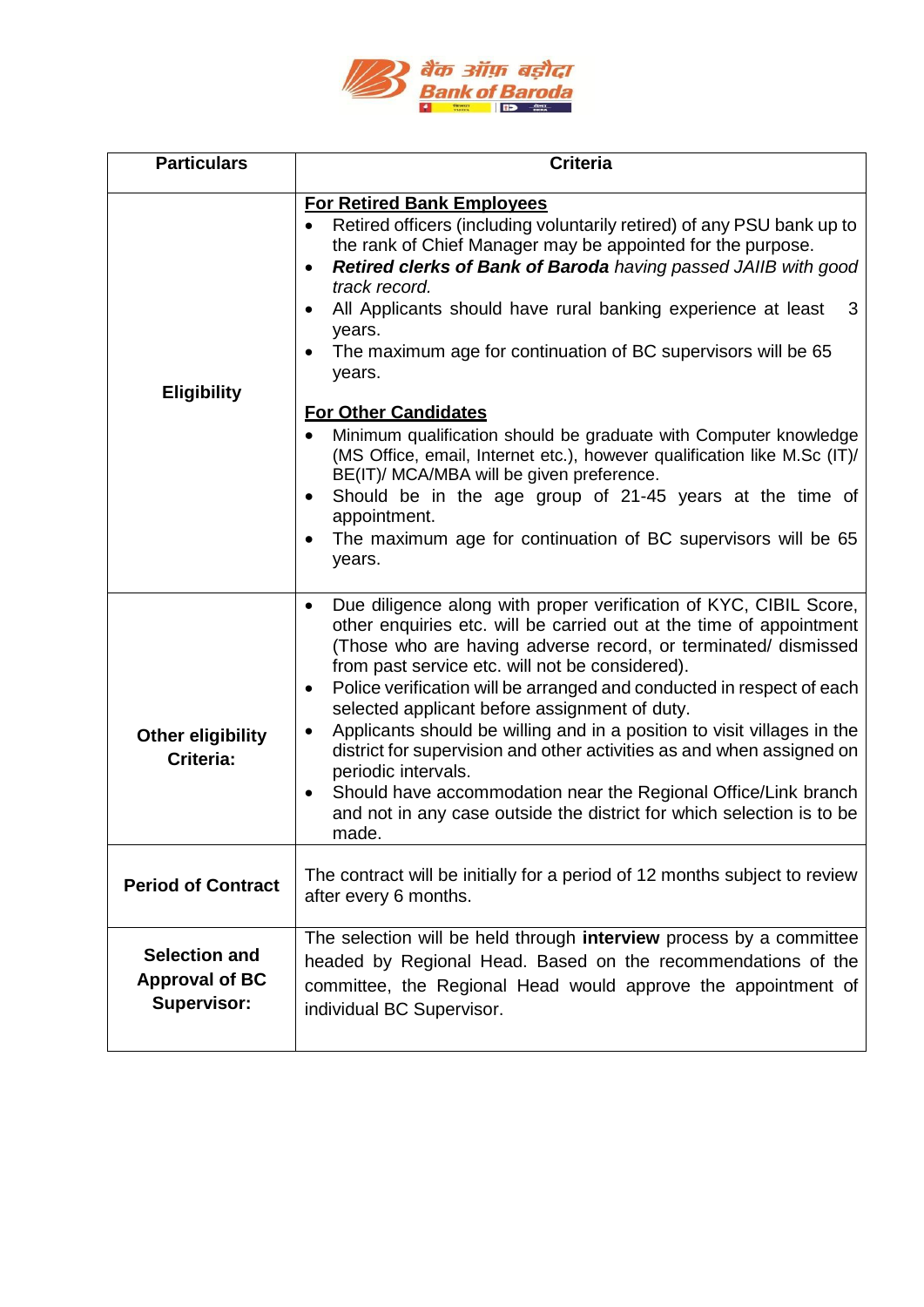| Particulars | Criteria |
|---|---|
| **Eligibility** | **<u>For Retired Bank Employees</u>**<br>• Retired officers (including voluntarily retired) of any PSU bank up to the rank of Chief Manager may be appointed for the purpose.<br>• ***Retired clerks of Bank of Baroda*** *having passed JAIIB with good track record.*<br>• All Applicants should have rural banking experience at least 3 years.<br>• The maximum age for continuation of BC supervisors will be 65 years.<br><br>**<u>For Other Candidates</u>**<br>• Minimum qualification should be graduate with Computer knowledge (MS Office, email, Internet etc.), however qualification like M.Sc (IT)/ BE(IT)/ MCA/MBA will be given preference.<br>• Should be in the age group of 21-45 years at the time of appointment.<br>• The maximum age for continuation of BC supervisors will be 65 years. |
| **Other eligibility Criteria:** | • Due diligence along with proper verification of KYC, CIBIL Score, other enquiries etc. will be carried out at the time of appointment (Those who are having adverse record, or terminated/ dismissed from past service etc. will not be considered).<br>• Police verification will be arranged and conducted in respect of each selected applicant before assignment of duty.<br>• Applicants should be willing and in a position to visit villages in the district for supervision and other activities as and when assigned on periodic intervals.<br>• Should have accommodation near the Regional Office/Link branch and not in any case outside the district for which selection is to be made. |
| **Period of Contract** | The contract will be initially for a period of 12 months subject to review after every 6 months. |
| **Selection and Approval of BC Supervisor:** | The selection will be held through **interview** process by a committee headed by Regional Head. Based on the recommendations of the committee, the Regional Head would approve the appointment of individual BC Supervisor. |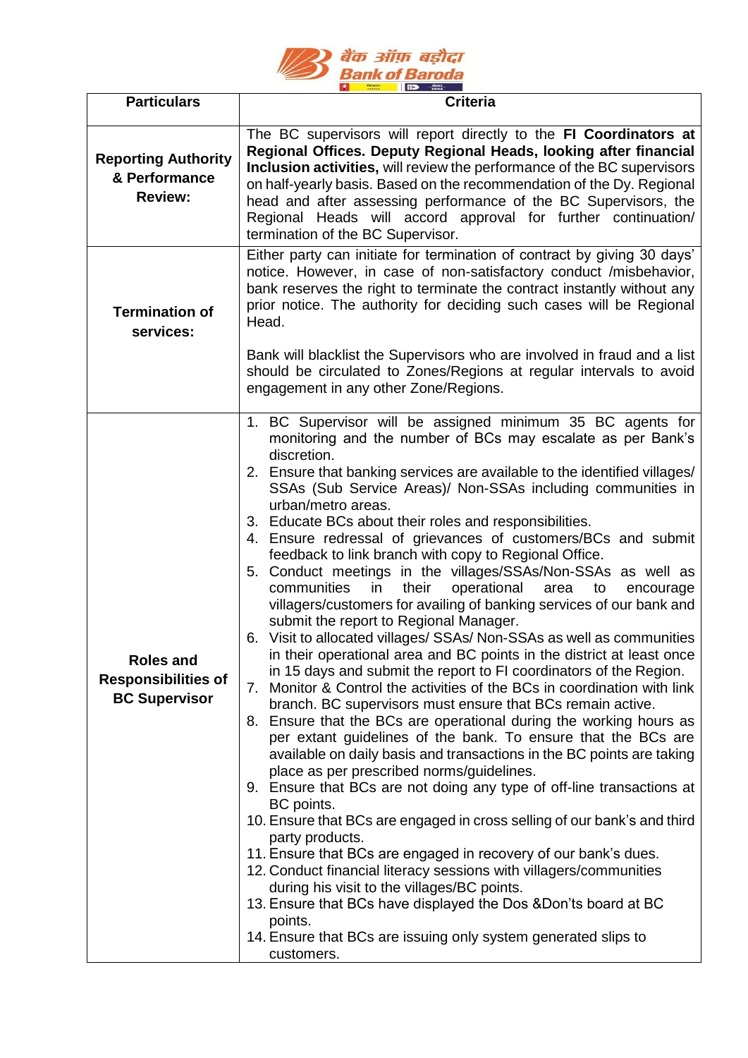| Particulars | Criteria |
|---|---|
| **Reporting Authority & Performance Review:** | The BC supervisors will report directly to the **FI Coordinators at Regional Offices. Deputy Regional Heads, looking after financial Inclusion activities,** will review the performance of the BC supervisors on half-yearly basis. Based on the recommendation of the Dy. Regional head and after assessing performance of the BC Supervisors, the Regional Heads will accord approval for further continuation/ termination of the BC Supervisor. |
| **Termination of services:** | Either party can initiate for termination of contract by giving 30 days' notice. However, in case of non-satisfactory conduct /misbehavior, bank reserves the right to terminate the contract instantly without any prior notice. The authority for deciding such cases will be Regional Head.<br><br>Bank will blacklist the Supervisors who are involved in fraud and a list should be circulated to Zones/Regions at regular intervals to avoid engagement in any other Zone/Regions. |
| **Roles and Responsibilities of BC Supervisor** | 1. BC Supervisor will be assigned minimum 35 BC agents for monitoring and the number of BCs may escalate as per Bank's discretion.<br>2. Ensure that banking services are available to the identified villages/ SSAs (Sub Service Areas)/ Non-SSAs including communities in urban/metro areas.<br>3. Educate BCs about their roles and responsibilities.<br>4. Ensure redressal of grievances of customers/BCs and submit feedback to link branch with copy to Regional Office.<br>5. Conduct meetings in the villages/SSAs/Non-SSAs as well as communities in their operational area to encourage villagers/customers for availing of banking services of our bank and submit the report to Regional Manager.<br>6. Visit to allocated villages/ SSAs/ Non-SSAs as well as communities in their operational area and BC points in the district at least once in 15 days and submit the report to FI coordinators of the Region.<br>7. Monitor & Control the activities of the BCs in coordination with link branch. BC supervisors must ensure that BCs remain active.<br>8. Ensure that the BCs are operational during the working hours as per extant guidelines of the bank. To ensure that the BCs are available on daily basis and transactions in the BC points are taking place as per prescribed norms/guidelines.<br>9. Ensure that BCs are not doing any type of off-line transactions at BC points.<br>10. Ensure that BCs are engaged in cross selling of our bank's and third party products.<br>11. Ensure that BCs are engaged in recovery of our bank's dues.<br>12. Conduct financial literacy sessions with villagers/communities during his visit to the villages/BC points.<br>13. Ensure that BCs have displayed the Dos &Don'ts board at BC points.<br>14. Ensure that BCs are issuing only system generated slips to customers. |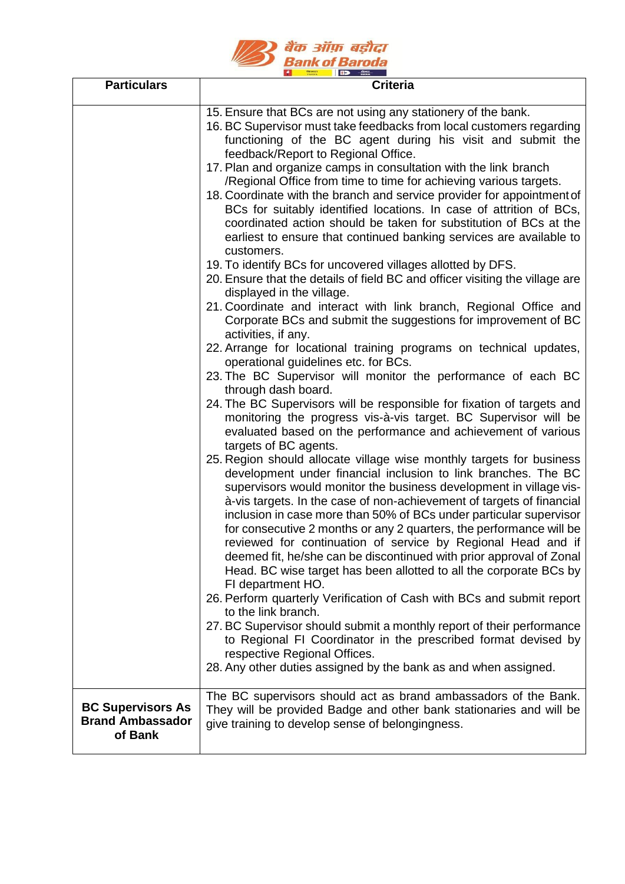| Particulars | Criteria |
|---|---|
| | 15. Ensure that BCs are not using any stationery of the bank.<br>16. BC Supervisor must take feedbacks from local customers regarding functioning of the BC agent during his visit and submit the feedback/Report to Regional Office.<br>17. Plan and organize camps in consultation with the link branch /Regional Office from time to time for achieving various targets.<br>18. Coordinate with the branch and service provider for appointment of BCs for suitably identified locations. In case of attrition of BCs, coordinated action should be taken for substitution of BCs at the earliest to ensure that continued banking services are available to customers.<br>19. To identify BCs for uncovered villages allotted by DFS.<br>20. Ensure that the details of field BC and officer visiting the village are displayed in the village.<br>21. Coordinate and interact with link branch, Regional Office and Corporate BCs and submit the suggestions for improvement of BC activities, if any.<br>22. Arrange for locational training programs on technical updates, operational guidelines etc. for BCs.<br>23. The BC Supervisor will monitor the performance of each BC through dash board.<br>24. The BC Supervisors will be responsible for fixation of targets and monitoring the progress vis-à-vis target. BC Supervisor will be evaluated based on the performance and achievement of various targets of BC agents.<br>25. Region should allocate village wise monthly targets for business development under financial inclusion to link branches. The BC supervisors would monitor the business development in village vis-à-vis targets. In the case of non-achievement of targets of financial inclusion in case more than 50% of BCs under particular supervisor for consecutive 2 months or any 2 quarters, the performance will be reviewed for continuation of service by Regional Head and if deemed fit, he/she can be discontinued with prior approval of Zonal Head. BC wise target has been allotted to all the corporate BCs by FI department HO.<br>26. Perform quarterly Verification of Cash with BCs and submit report to the link branch.<br>27. BC Supervisor should submit a monthly report of their performance to Regional FI Coordinator in the prescribed format devised by respective Regional Offices.<br>28. Any other duties assigned by the bank as and when assigned. |
| **BC Supervisors As Brand Ambassador of Bank** | The BC supervisors should act as brand ambassadors of the Bank. They will be provided Badge and other bank stationaries and will be give training to develop sense of belongingness. |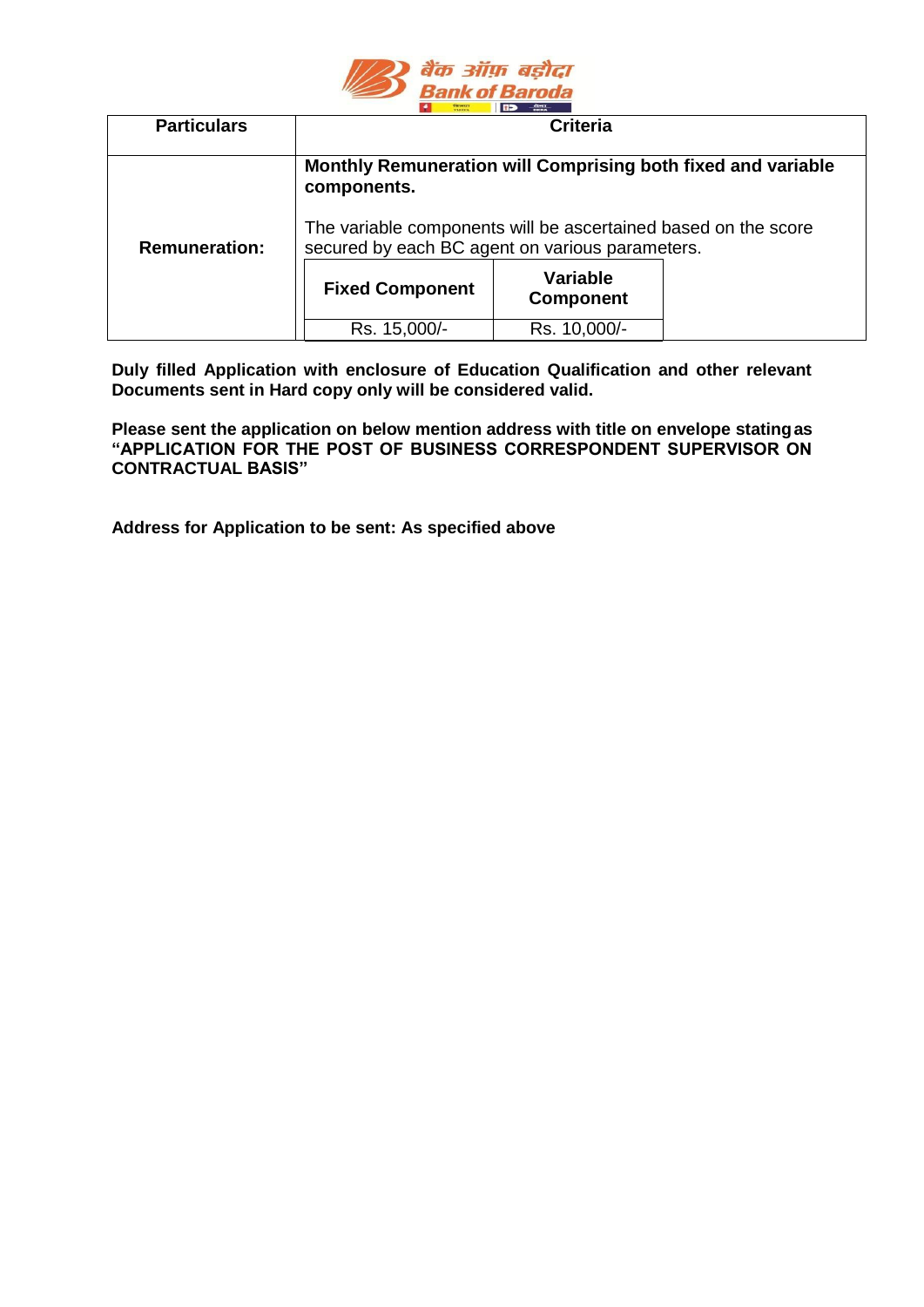| Particulars | Criteria |
|---|---|
| Remuneration: | **Monthly Remuneration will Comprising both fixed and variable components.**<br><br>The variable components will be ascertained based on the score secured by each BC agent on various parameters.<br><br>**Fixed Component**: Rs. 15,000/-<br>**Variable Component**: Rs. 10,000/- |

**Duly filled Application with enclosure of Education Qualification and other relevant Documents sent in Hard copy only will be considered valid.**

**Please sent the application on below mention address with title on envelope stating as "APPLICATION FOR THE POST OF BUSINESS CORRESPONDENT SUPERVISOR ON CONTRACTUAL BASIS"**

**Address for Application to be sent: As specified above**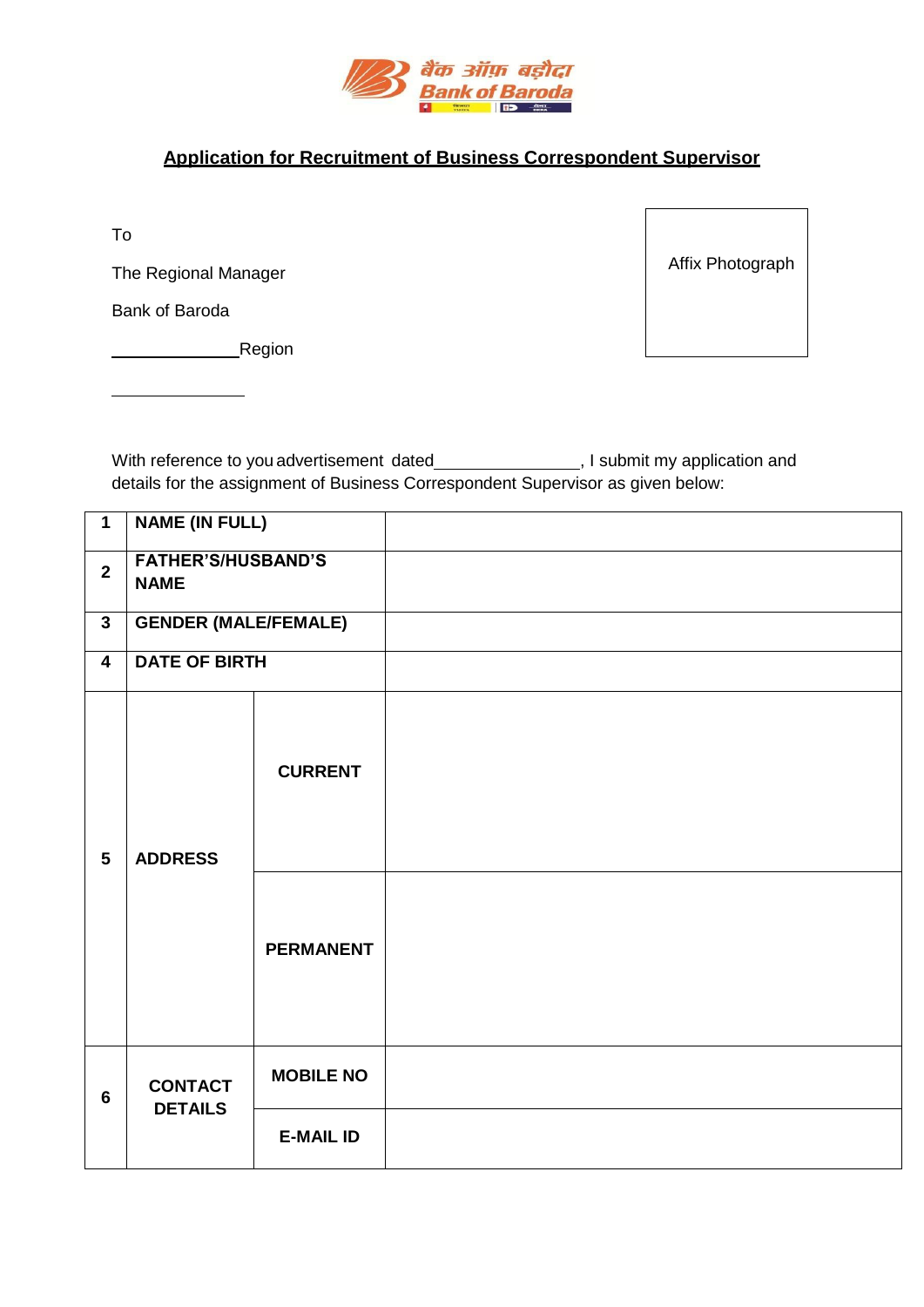## Application for Recruitment of Business Correspondent Supervisor

To

The Regional Manager

Bank of Baroda

\_\_\_\_\_\_\_\_\_\_\_\_\_\_Region

\_\_\_\_\_\_\_\_\_\_\_\_\_\_

Affix Photograph

With reference to you advertisement dated\_\_\_\_\_\_\_\_\_\_\_\_\_\_\_\_, I submit my application and details for the assignment of Business Correspondent Supervisor as given below:

| | | | |
|---|---|---|---|
| **1** | **NAME (IN FULL)** | | |
| **2** | **FATHER'S/HUSBAND'S NAME** | | |
| **3** | **GENDER (MALE/FEMALE)** | | |
| **4** | **DATE OF BIRTH** | | |
| **5** | **ADDRESS** | **CURRENT** | |
| | | **PERMANENT** | |
| **6** | **CONTACT DETAILS** | **MOBILE NO** | |
| | | **E-MAIL ID** | |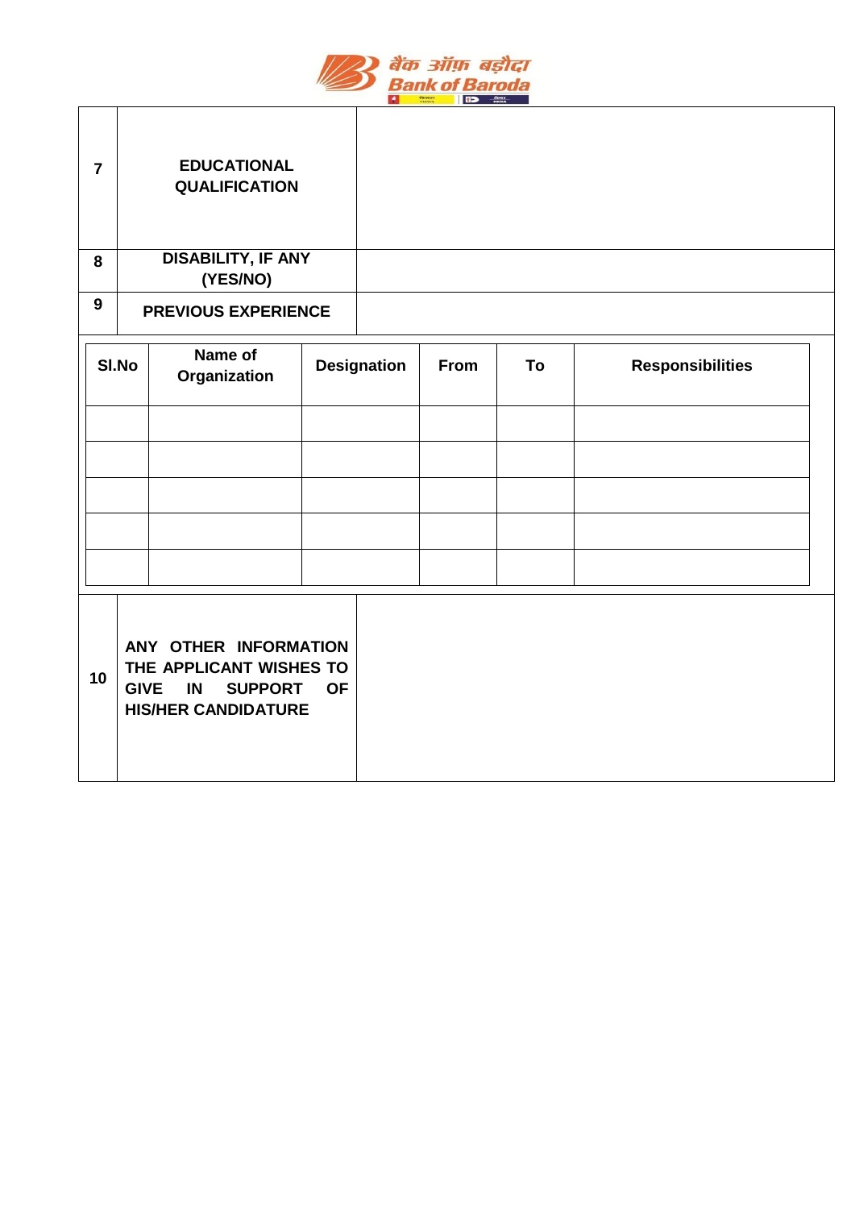| 7 | EDUCATIONAL QUALIFICATION | |
|---|---|---|
| 8 | DISABILITY, IF ANY (YES/NO) | |
| 9 | PREVIOUS EXPERIENCE | |

| Sl.No | Name of Organization | Designation | From | To | Responsibilities |
|---|---|---|---|---|---|
| | | | | | |
| | | | | | |
| | | | | | |
| | | | | | |
| | | | | | |

| 10 | ANY OTHER INFORMATION THE APPLICANT WISHES TO GIVE IN SUPPORT OF HIS/HER CANDIDATURE | |
|---|---|---|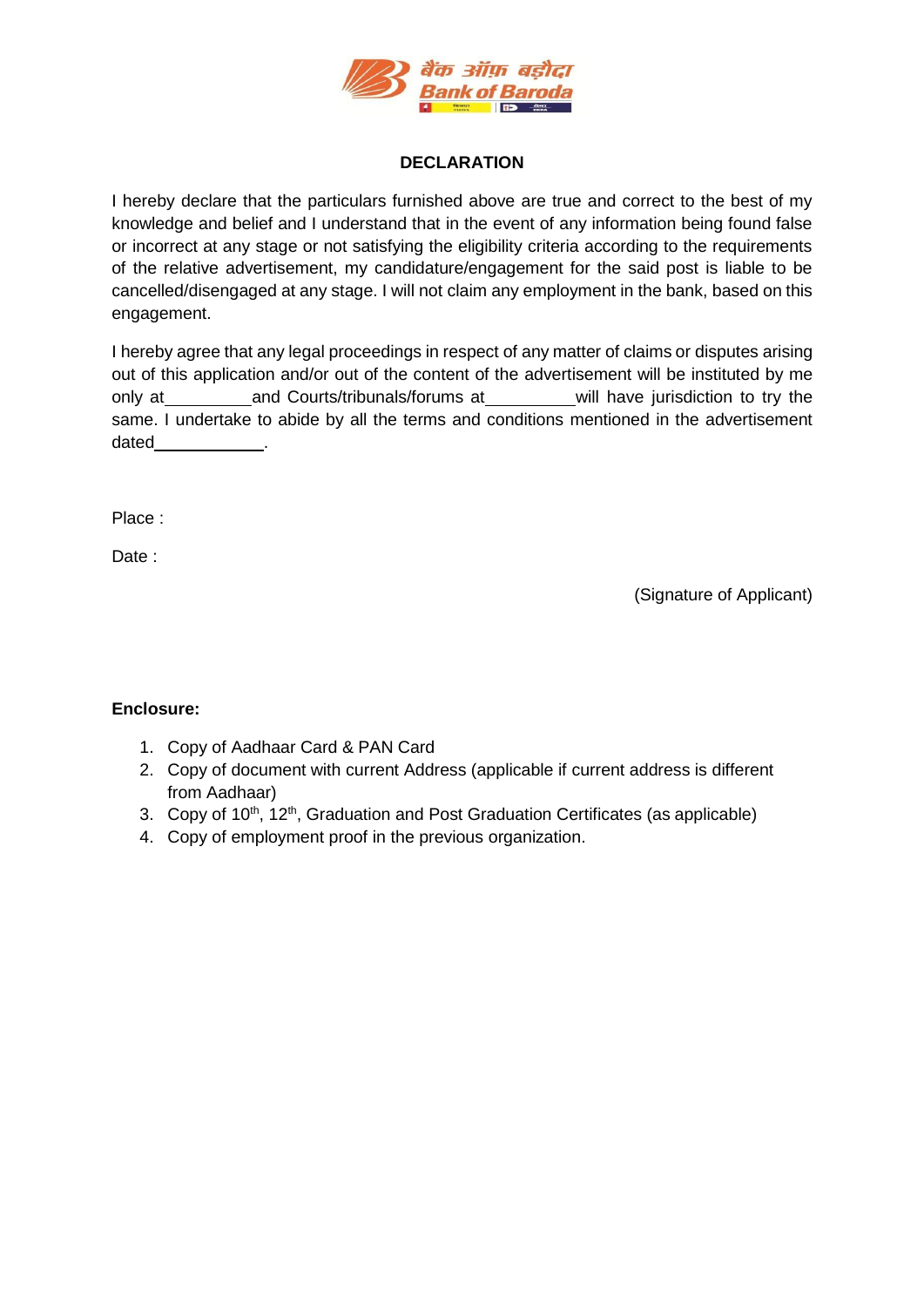## DECLARATION

I hereby declare that the particulars furnished above are true and correct to the best of my knowledge and belief and I understand that in the event of any information being found false or incorrect at any stage or not satisfying the eligibility criteria according to the requirements of the relative advertisement, my candidature/engagement for the said post is liable to be cancelled/disengaged at any stage. I will not claim any employment in the bank, based on this engagement.

I hereby agree that any legal proceedings in respect of any matter of claims or disputes arising out of this application and/or out of the content of the advertisement will be instituted by me only at__________and Courts/tribunals/forums at__________will have jurisdiction to try the same. I undertake to abide by all the terms and conditions mentioned in the advertisement dated____________.

Place :

Date :

(Signature of Applicant)

**Enclosure:**

1. Copy of Aadhaar Card & PAN Card
2. Copy of document with current Address (applicable if current address is different from Aadhaar)
3. Copy of 10th, 12th, Graduation and Post Graduation Certificates (as applicable)
4. Copy of employment proof in the previous organization.